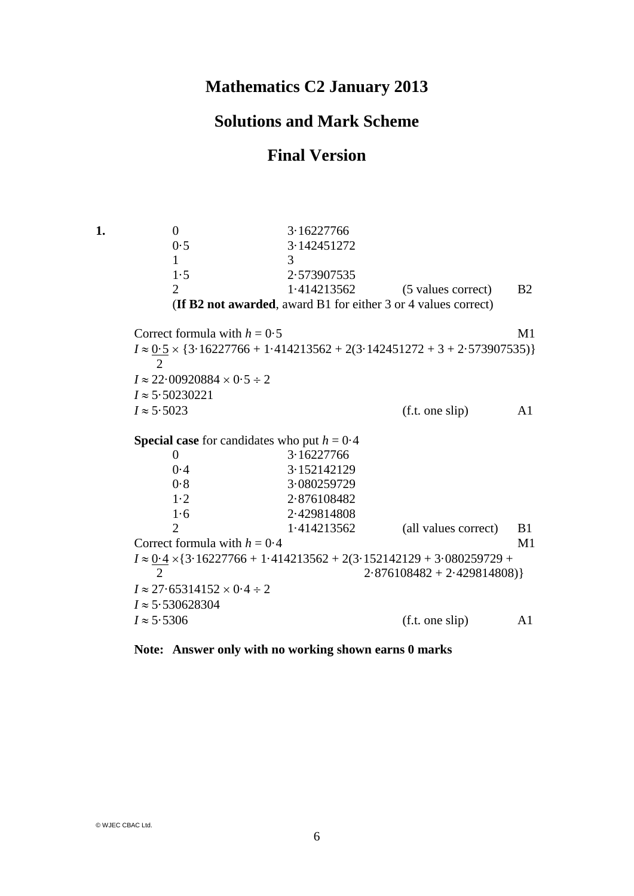# Mathematics C2 January 2013

## Solutions and Mark Scheme

## Final Version

**1.**

| | | | |
|---|---|---|---|
| 0 | 3·16227766 | | |
| 0·5 | 3·142451272 | | |
| 1 | 3 | | |
| 1·5 | 2·573907535 | | |
| 2 | 1·414213562 | (5 values correct) | B2 |

(**If B2 not awarded**, award B1 for either 3 or 4 values correct)

Correct formula with $h = 0{\cdot}5$ — M1

$$I \approx \frac{0{\cdot}5}{2} \times \{3{\cdot}16227766 + 1{\cdot}414213562 + 2(3{\cdot}142451272 + 3 + 2{\cdot}573907535)\}$$

$I \approx 22{\cdot}00920884 \times 0{\cdot}5 \div 2$

$I \approx 5{\cdot}50230221$

$I \approx 5{\cdot}5023$ (f.t. one slip) — A1

**Special case** for candidates who put $h = 0{\cdot}4$

| | | | |
|---|---|---|---|
| 0 | 3·16227766 | | |
| 0·4 | 3·152142129 | | |
| 0·8 | 3·080259729 | | |
| 1·2 | 2·876108482 | | |
| 1·6 | 2·429814808 | | |
| 2 | 1·414213562 | (all values correct) | B1 |

Correct formula with $h = 0{\cdot}4$ — M1

$$I \approx \frac{0{\cdot}4}{2} \times \{3{\cdot}16227766 + 1{\cdot}414213562 + 2(3{\cdot}152142129 + 3{\cdot}080259729 + 2{\cdot}876108482 + 2{\cdot}429814808)\}$$

$I \approx 27{\cdot}65314152 \times 0{\cdot}4 \div 2$

$I \approx 5{\cdot}530628304$

$I \approx 5{\cdot}5306$ (f.t. one slip) — A1

**Note: Answer only with no working shown earns 0 marks**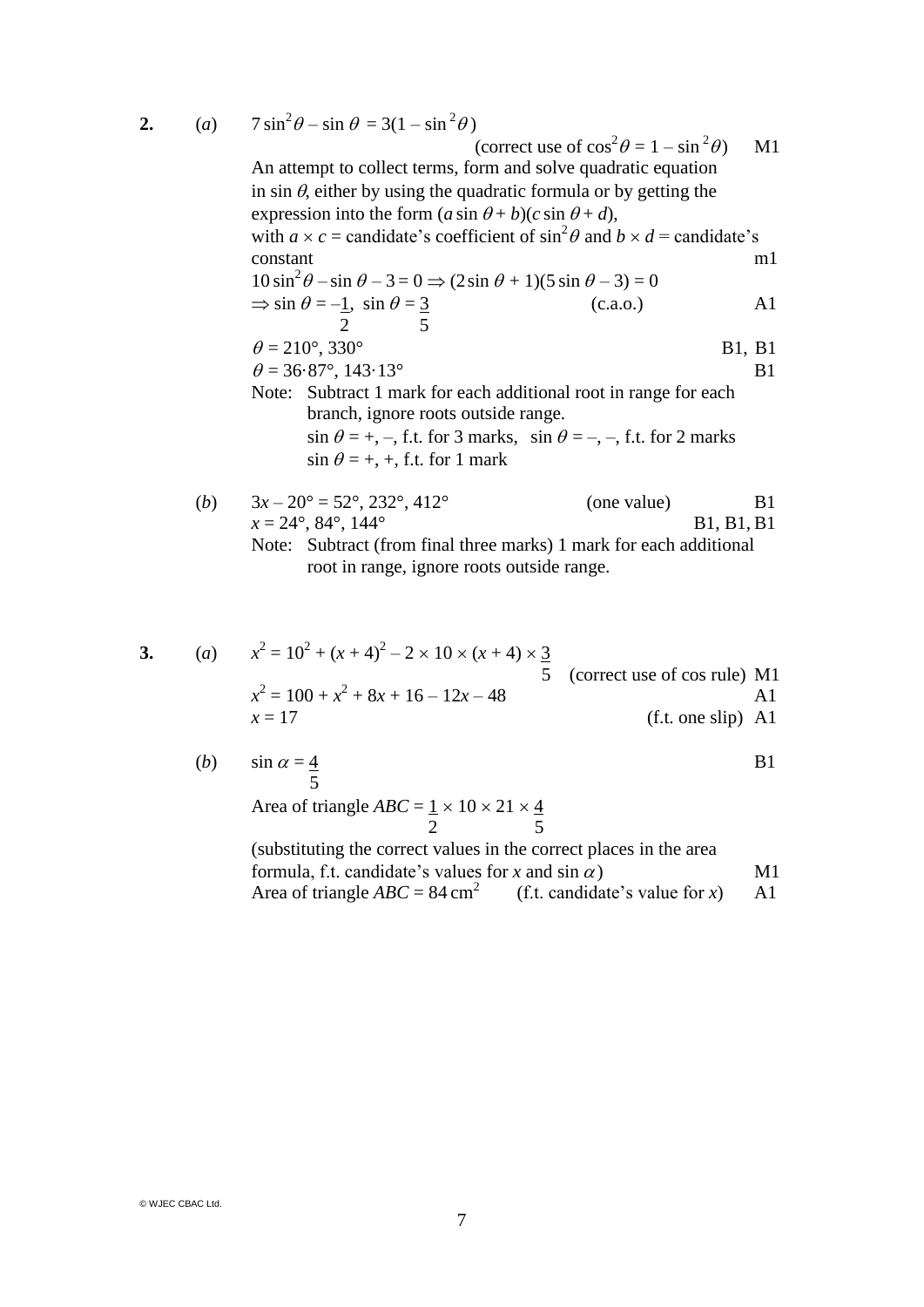**2.** (*a*) $7\sin^2\theta - \sin\theta = 3(1 - \sin^2\theta)$

(correct use of $\cos^2\theta = 1 - \sin^2\theta$) M1

An attempt to collect terms, form and solve quadratic equation in $\sin\theta$, either by using the quadratic formula or by getting the expression into the form $(a\sin\theta + b)(c\sin\theta + d)$, with $a \times c$ = candidate's coefficient of $\sin^2\theta$ and $b \times d$ = candidate's constant m1

$10\sin^2\theta - \sin\theta - 3 = 0 \Rightarrow (2\sin\theta + 1)(5\sin\theta - 3) = 0$

$\Rightarrow \sin\theta = -\frac{1}{2},\ \sin\theta = \frac{3}{5}$ (c.a.o.) A1

$\theta = 210°, 330°$ B1, B1

$\theta = 36{\cdot}87°, 143{\cdot}13°$ B1

Note: Subtract 1 mark for each additional root in range for each branch, ignore roots outside range.
$\sin\theta = +, -$, f.t. for 3 marks, $\sin\theta = -, -$, f.t. for 2 marks
$\sin\theta = +, +$, f.t. for 1 mark

(*b*) $3x - 20° = 52°, 232°, 412°$ (one value) B1

$x = 24°, 84°, 144°$ B1, B1, B1

Note: Subtract (from final three marks) 1 mark for each additional root in range, ignore roots outside range.

**3.** (*a*) $x^2 = 10^2 + (x + 4)^2 - 2 \times 10 \times (x + 4) \times \frac{3}{5}$ (correct use of cos rule) M1

$x^2 = 100 + x^2 + 8x + 16 - 12x - 48$ A1

$x = 17$ (f.t. one slip) A1

(*b*) $\sin\alpha = \frac{4}{5}$ B1

Area of triangle $ABC = \frac{1}{2} \times 10 \times 21 \times \frac{4}{5}$

(substituting the correct values in the correct places in the area formula, f.t. candidate's values for $x$ and $\sin\alpha$) M1

Area of triangle $ABC = 84\,\text{cm}^2$ (f.t. candidate's value for $x$) A1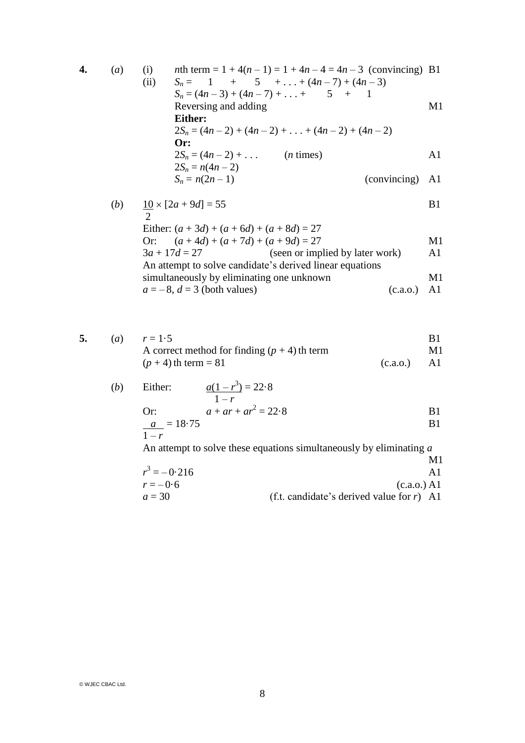**4.** (*a*) (i) $n$th term $= 1 + 4(n - 1) = 1 + 4n - 4 = 4n - 3$ (convincing) B1

(ii) $S_n = \quad 1 \quad + \quad 5 \quad + \ldots + (4n - 7) + (4n - 3)$

$S_n = (4n - 3) + (4n - 7) + \ldots + \quad 5 \quad + \quad 1$

Reversing and adding M1

**Either:**

$2S_n = (4n - 2) + (4n - 2) + \ldots + (4n - 2) + (4n - 2)$

**Or:**

$2S_n = (4n - 2) + \ldots$ ($n$ times) A1

$2S_n = n(4n - 2)$

$S_n = n(2n - 1)$ (convincing) A1

(*b*) $\dfrac{10}{2} \times [2a + 9d] = 55$ B1

Either: $(a + 3d) + (a + 6d) + (a + 8d) = 27$

Or: $(a + 4d) + (a + 7d) + (a + 9d) = 27$ M1

$3a + 17d = 27$ (seen or implied by later work) A1

An attempt to solve candidate's derived linear equations simultaneously by eliminating one unknown M1

$a = -8$, $d = 3$ (both values) (c.a.o.) A1

**5.** (*a*) $r = 1{\cdot}5$ B1

A correct method for finding $(p + 4)$ th term M1

$(p + 4)$ th term $= 81$ (c.a.o.) A1

(*b*) Either: $\dfrac{a(1 - r^3)}{1 - r} = 22{\cdot}8$

Or: $a + ar + ar^2 = 22{\cdot}8$ B1

$\dfrac{a}{1 - r} = 18{\cdot}75$ B1

An attempt to solve these equations simultaneously by eliminating $a$ M1

$r^3 = -0{\cdot}216$ A1

$r = -0{\cdot}6$ (c.a.o.) A1

$a = 30$ (f.t. candidate's derived value for $r$) A1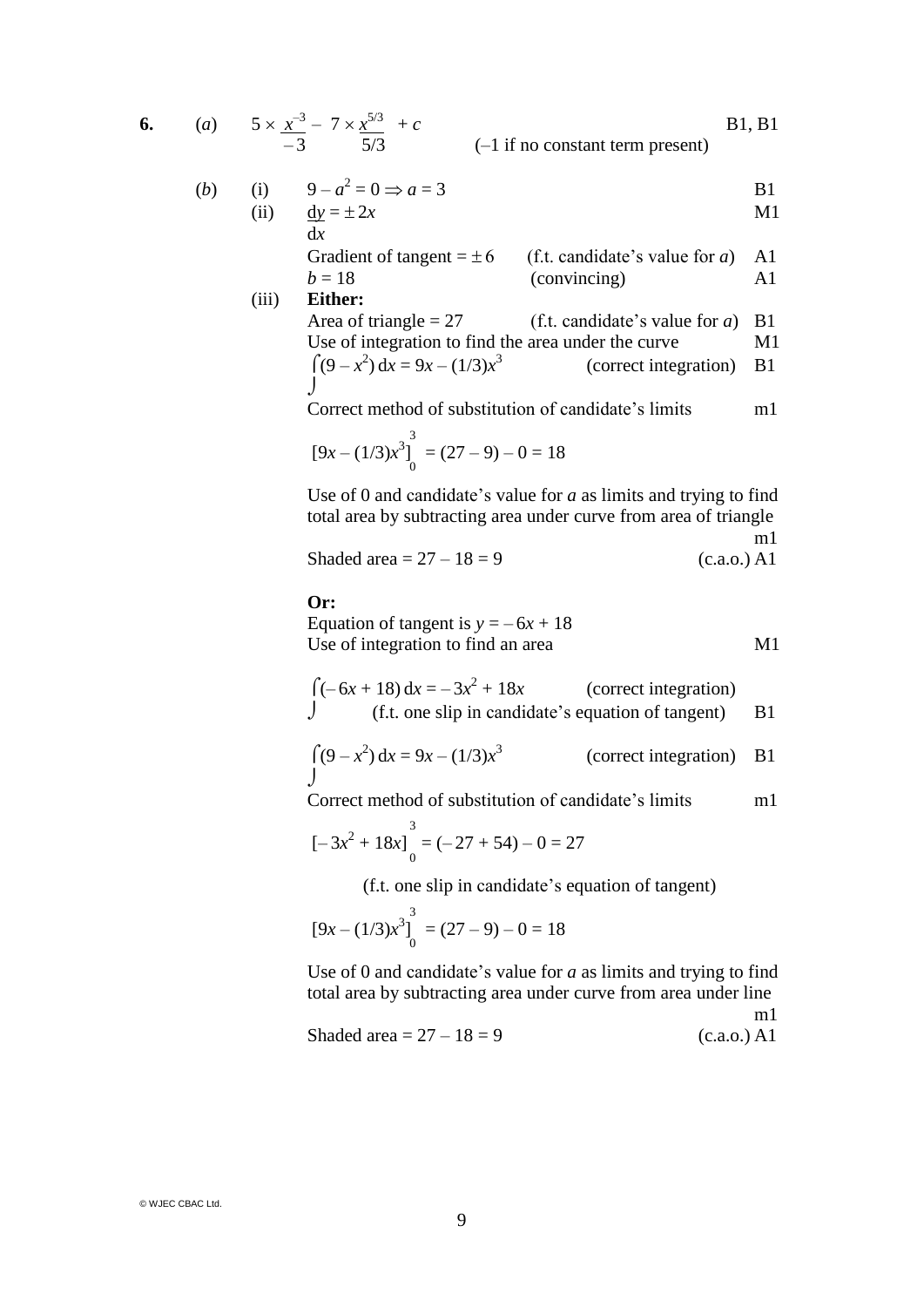**6.** (*a*) $5 \times \dfrac{x^{-3}}{-3} - 7 \times \dfrac{x^{5/3}}{5/3} + c$ B1, B1

(–1 if no constant term present)

(*b*) (i) $9 - a^2 = 0 \Rightarrow a = 3$ B1

(ii) $\dfrac{dy}{dx} = \pm 2x$ M1

Gradient of tangent $= \pm 6$ (f.t. candidate's value for $a$) A1

$b = 18$ (convincing) A1

(iii) **Either:**

Area of triangle = 27 (f.t. candidate's value for $a$) B1

Use of integration to find the area under the curve M1

$\int (9 - x^2)\,dx = 9x - (1/3)x^3$ (correct integration) B1

Correct method of substitution of candidate's limits m1

$$\left[9x - (1/3)x^3\right]_0^3 = (27 - 9) - 0 = 18$$

Use of 0 and candidate's value for $a$ as limits and trying to find total area by subtracting area under curve from area of triangle m1

Shaded area = 27 – 18 = 9 (c.a.o.) A1

**Or:**

Equation of tangent is $y = -6x + 18$

Use of integration to find an area M1

$\int (-6x + 18)\,dx = -3x^2 + 18x$ (correct integration)

(f.t. one slip in candidate's equation of tangent) B1

$\int (9 - x^2)\,dx = 9x - (1/3)x^3$ (correct integration) B1

Correct method of substitution of candidate's limits m1

$$\left[-3x^2 + 18x\right]_0^3 = (-27 + 54) - 0 = 27$$

(f.t. one slip in candidate's equation of tangent)

$$\left[9x - (1/3)x^3\right]_0^3 = (27 - 9) - 0 = 18$$

Use of 0 and candidate's value for $a$ as limits and trying to find total area by subtracting area under curve from area under line m1

Shaded area = 27 – 18 = 9 (c.a.o.) A1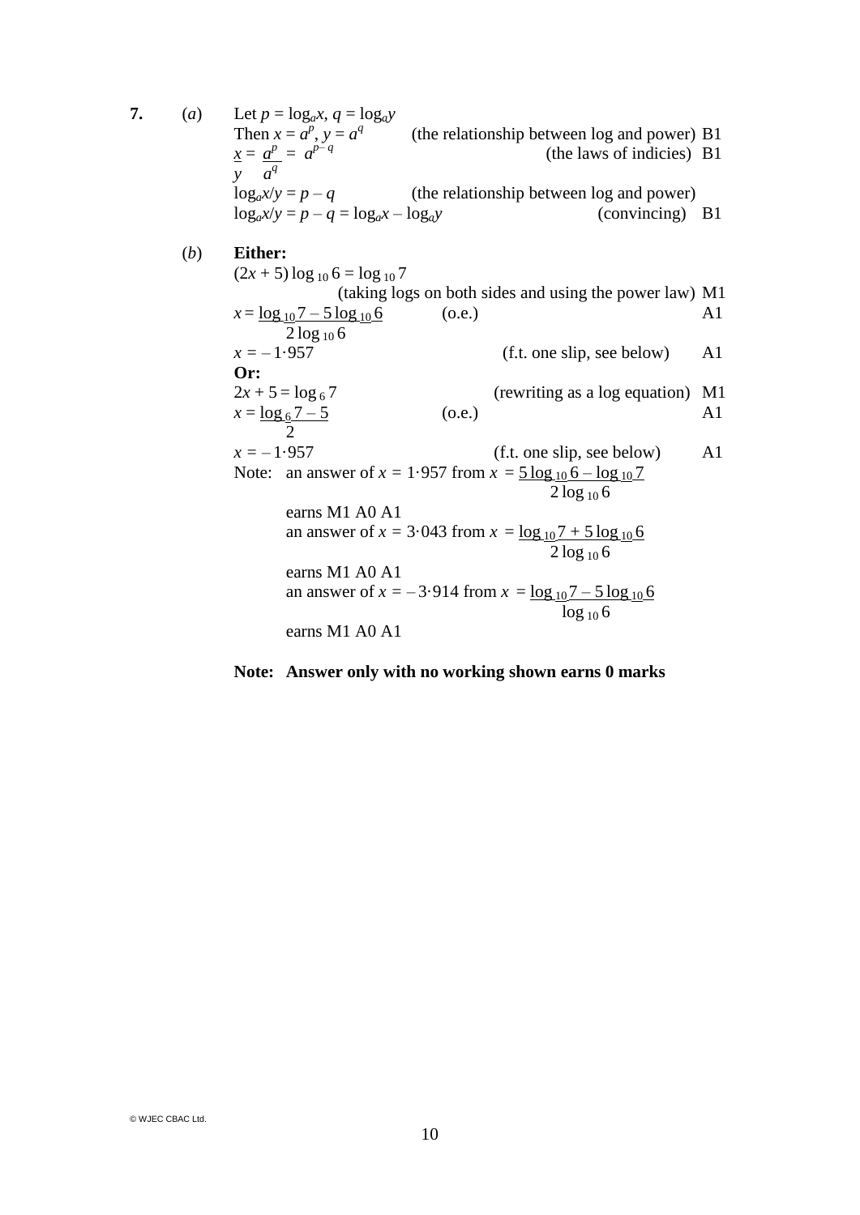**7.** (*a*) Let $p = \log_a x$, $q = \log_a y$

Then $x = a^p$, $y = a^q$ (the relationship between log and power) B1

$\dfrac{x}{y} = \dfrac{a^p}{a^q} = a^{p-q}$ (the laws of indicies) B1

$\log_a x/y = p - q$ (the relationship between log and power)

$\log_a x/y = p - q = \log_a x - \log_a y$ (convincing) B1

(*b*) **Either:**

$(2x + 5) \log_{10} 6 = \log_{10} 7$

(taking logs on both sides and using the power law) M1

$x = \dfrac{\log_{10} 7 - 5 \log_{10} 6}{2 \log_{10} 6}$ (o.e.) A1

$x = -1{\cdot}957$ (f.t. one slip, see below) A1

**Or:**

$2x + 5 = \log_6 7$ (rewriting as a log equation) M1

$x = \dfrac{\log_6 7 - 5}{2}$ (o.e.) A1

$x = -1{\cdot}957$ (f.t. one slip, see below) A1

Note: an answer of $x = 1{\cdot}957$ from $x = \dfrac{5 \log_{10} 6 - \log_{10} 7}{2 \log_{10} 6}$

earns M1 A0 A1

an answer of $x = 3{\cdot}043$ from $x = \dfrac{\log_{10} 7 + 5 \log_{10} 6}{2 \log_{10} 6}$

earns M1 A0 A1

an answer of $x = -3{\cdot}914$ from $x = \dfrac{\log_{10} 7 - 5 \log_{10} 6}{\log_{10} 6}$

earns M1 A0 A1

**Note: Answer only with no working shown earns 0 marks**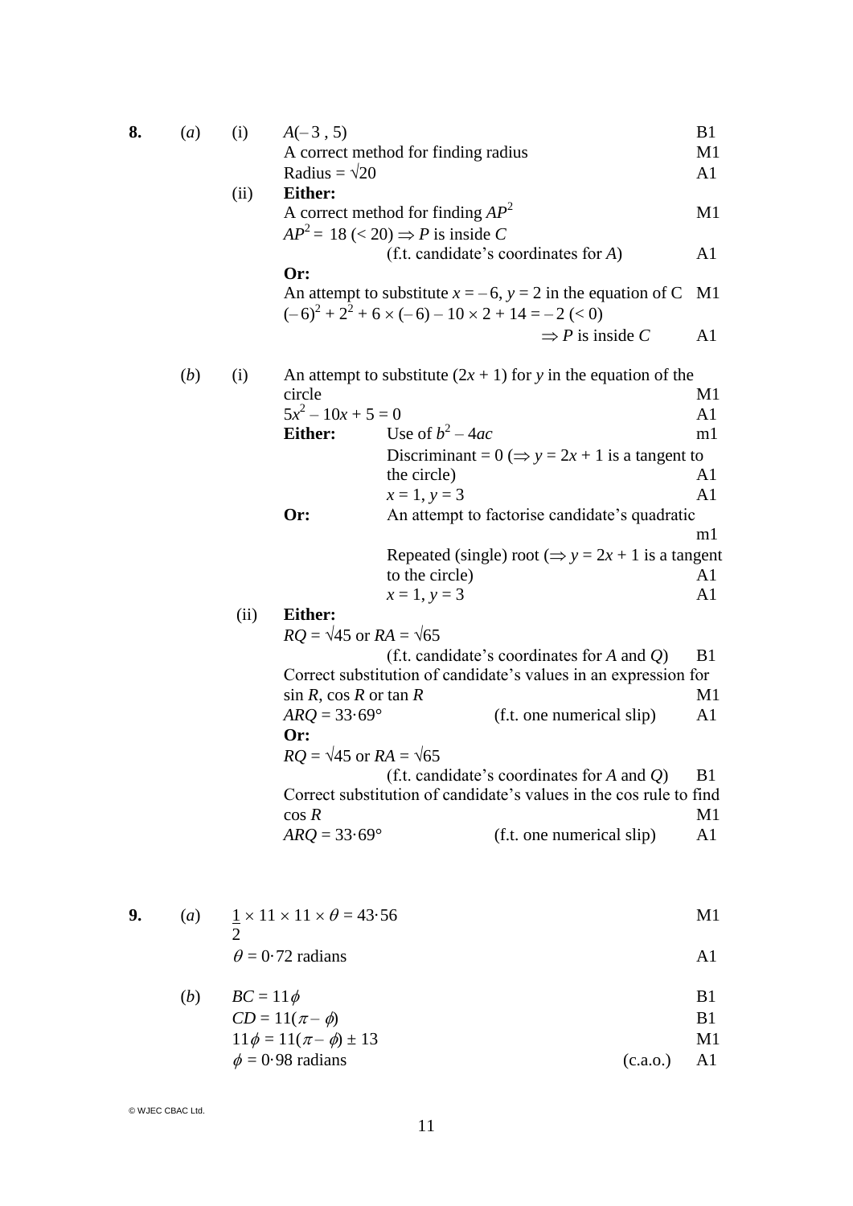| | | | | |
|---|---|---|---|---|
| **8.** | (*a*) | (i) | $A(-3\,,5)$ | B1 |
| | | | A correct method for finding radius | M1 |
| | | | Radius = $\sqrt{20}$ | A1 |
| | | (ii) | **Either:** | |
| | | | A correct method for finding $AP^2$ | M1 |
| | | | $AP^2 = 18\ (< 20) \Rightarrow P$ is inside $C$ (f.t. candidate's coordinates for $A$) | A1 |
| | | | **Or:** | |
| | | | An attempt to substitute $x = -6$, $y = 2$ in the equation of C | M1 |
| | | | $(-6)^2 + 2^2 + 6 \times (-6) - 10 \times 2 + 14 = -2\ (< 0)$ $\Rightarrow P$ is inside $C$ | A1 |
| | (*b*) | (i) | An attempt to substitute $(2x + 1)$ for $y$ in the equation of the circle | M1 |
| | | | $5x^2 - 10x + 5 = 0$ | A1 |
| | | | **Either:** Use of $b^2 - 4ac$ | m1 |
| | | | Discriminant = 0 ($\Rightarrow y = 2x + 1$ is a tangent to the circle) | A1 |
| | | | $x = 1$, $y = 3$ | A1 |
| | | | **Or:** An attempt to factorise candidate's quadratic | m1 |
| | | | Repeated (single) root ($\Rightarrow y = 2x + 1$ is a tangent to the circle) | A1 |
| | | | $x = 1$, $y = 3$ | A1 |
| | | (ii) | **Either:** | |
| | | | $RQ = \sqrt{45}$ or $RA = \sqrt{65}$ (f.t. candidate's coordinates for $A$ and $Q$) | B1 |
| | | | Correct substitution of candidate's values in an expression for sin $R$, cos $R$ or tan $R$ | M1 |
| | | | $ARQ = 33{\cdot}69°$ (f.t. one numerical slip) | A1 |
| | | | **Or:** | |
| | | | $RQ = \sqrt{45}$ or $RA = \sqrt{65}$ (f.t. candidate's coordinates for $A$ and $Q$) | B1 |
| | | | Correct substitution of candidate's values in the cos rule to find cos $R$ | M1 |
| | | | $ARQ = 33{\cdot}69°$ (f.t. one numerical slip) | A1 |

| | | | |
|---|---|---|---|
| **9.** | (*a*) | $\frac{1}{2} \times 11 \times 11 \times \theta = 43{\cdot}56$ | M1 |
| | | $\theta = 0{\cdot}72$ radians | A1 |
| | (*b*) | $BC = 11\phi$ | B1 |
| | | $CD = 11(\pi - \phi)$ | B1 |
| | | $11\phi = 11(\pi - \phi) \pm 13$ | M1 |
| | | $\phi = 0{\cdot}98$ radians (c.a.o.) | A1 |

© WJEC CBAC Ltd.